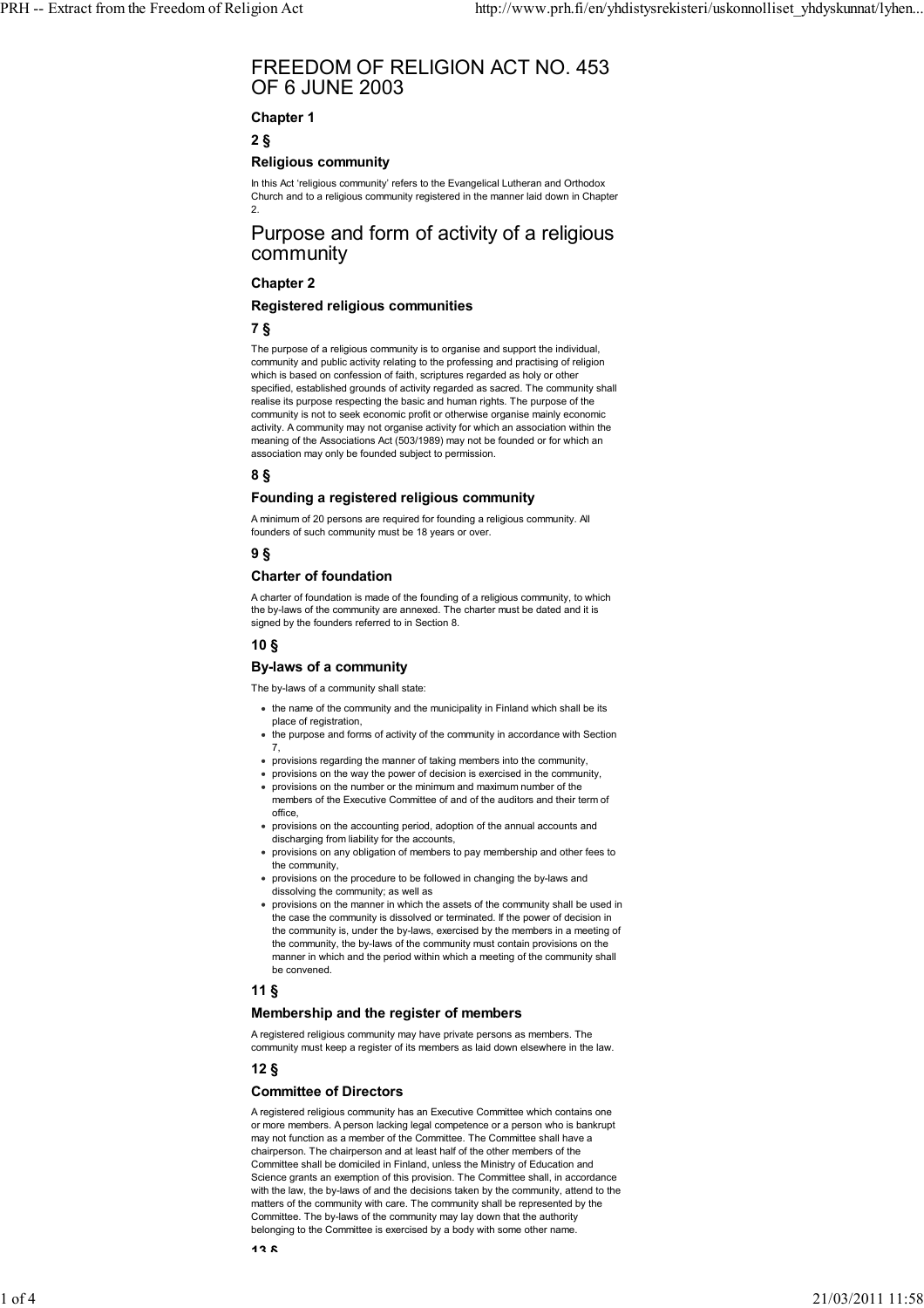# FREEDOM OF RELIGION ACT NO. 453 OF 6 JUNE 2003

**Chapter 1**

**2 §**

**Religious community**

In this Act 'religious community' refers to the Evangelical Lutheran and Orthodox Church and to a religious community registered in the manner laid down in Chapter 2.

## Purpose and form of activity of a religious community

**Chapter 2**

**Registered religious communities**

**7 §**

The purpose of a religious community is to organise and support the individual, community and public activity relating to the professing and practising of religion which is based on confession of faith, scriptures regarded as holy or other specified, established grounds of activity regarded as sacred. The community shall realise its purpose respecting the basic and human rights. The purpose of the community is not to seek economic profit or otherwise organise mainly economic activity. A community may not organise activity for which an association within the meaning of the Associations Act (503/1989) may not be founded or for which an association may only be founded subject to permission.

**8 §**

**Founding a registered religious community**

A minimum of 20 persons are required for founding a religious community. All founders of such community must be 18 years or over.

**9 §**

**Charter of foundation**

A charter of foundation is made of the founding of a religious community, to which the by-laws of the community are annexed. The charter must be dated and it is signed by the founders referred to in Section 8.

**10 §**

**By-laws of a community**

The by-laws of a community shall state:

- the name of the community and the municipality in Finland which shall be its place of registration,
- the purpose and forms of activity of the community in accordance with Section 7,
- provisions regarding the manner of taking members into the community,
- provisions on the way the power of decision is exercised in the community,
- provisions on the number or the minimum and maximum number of the members of the Executive Committee of and of the auditors and their term of office,
- provisions on the accounting period, adoption of the annual accounts and discharging from liability for the accounts,
- provisions on any obligation of members to pay membership and other fees to the community,
- provisions on the procedure to be followed in changing the by-laws and dissolving the community; as well as
- provisions on the manner in which the assets of the community shall be used in the case the community is dissolved or terminated. If the power of decision in the community is, under the by-laws, exercised by the members in a meeting of the community, the by-laws of the community must contain provisions on the manner in which and the period within which a meeting of the community shall be convened.

**11 §**

**Membership and the register of members**

A registered religious community may have private persons as members. The community must keep a register of its members as laid down elsewhere in the law.

**12 §**

**Committee of Directors**

A registered religious community has an Executive Committee which contains one or more members. A person lacking legal competence or a person who is bankrupt may not function as a member of the Committee. The Committee shall have a chairperson. The chairperson and at least half of the other members of the Committee shall be domiciled in Finland, unless the Ministry of Education and Science grants an exemption of this provision. The Committee shall, in accordance with the law, the by-laws of and the decisions taken by the community, attend to the matters of the community with care. The community shall be represented by the Committee. The by-laws of the community may lay down that the authority belonging to the Committee is exercised by a body with some other name.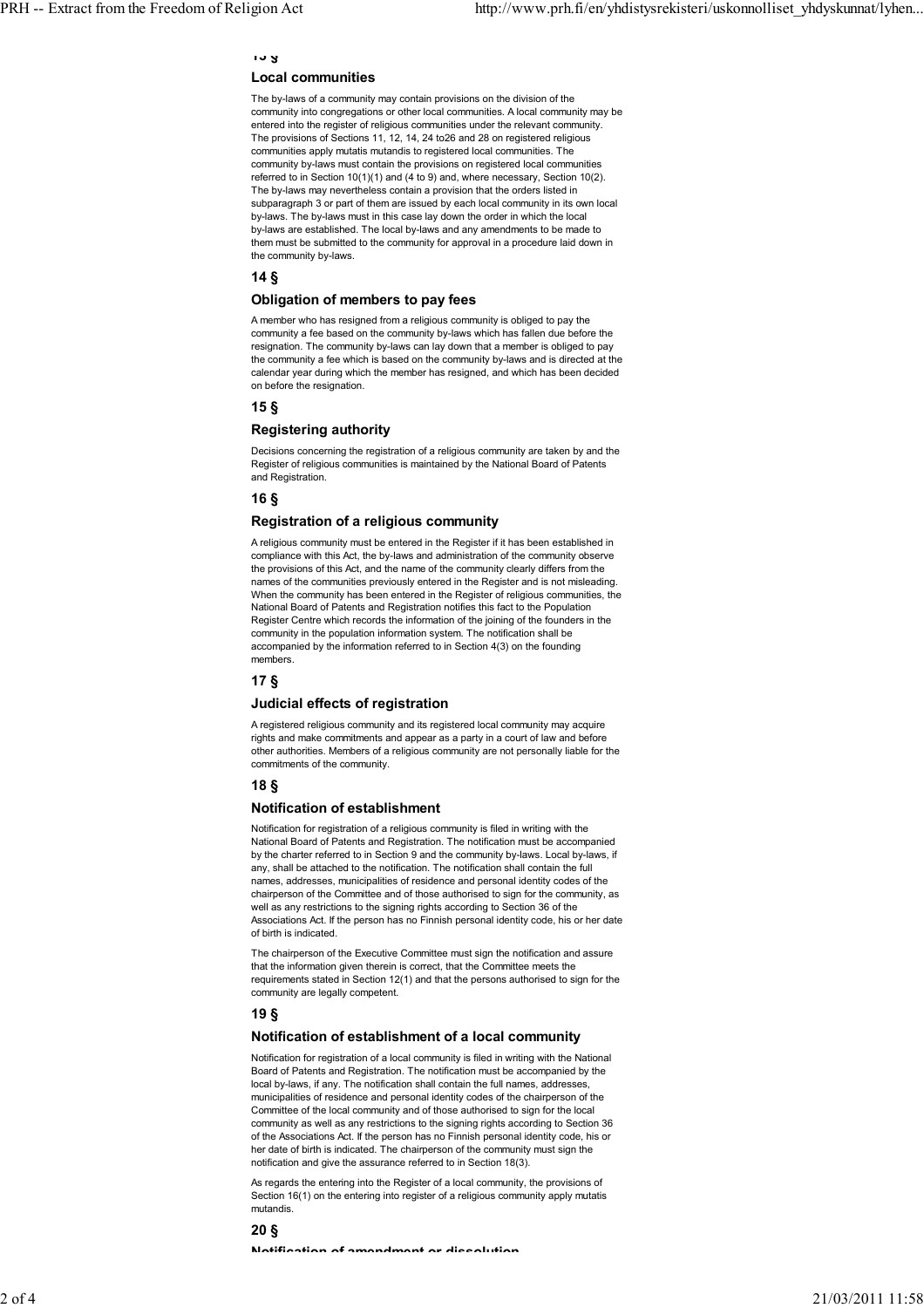## 13 §

### Local communities

The by-laws of a community may contain provisions on the division of the community into congregations or other local communities. A local community may be entered into the register of religious communities under the relevant community. The provisions of Sections 11, 12, 14, 24 to26 and 28 on registered religious communities apply mutatis mutandis to registered local communities. The community by-laws must contain the provisions on registered local communities referred to in Section 10(1)(1) and (4 to 9) and, where necessary, Section 10(2). The by-laws may nevertheless contain a provision that the orders listed in subparagraph 3 or part of them are issued by each local community in its own local by-laws. The by-laws must in this case lay down the order in which the local by-laws are established. The local by-laws and any amendments to be made to them must be submitted to the community for approval in a procedure laid down in the community by-laws.

## 14 §

### Obligation of members to pay fees

A member who has resigned from a religious community is obliged to pay the community a fee based on the community by-laws which has fallen due before the resignation. The community by-laws can lay down that a member is obliged to pay the community a fee which is based on the community by-laws and is directed at the calendar year during which the member has resigned, and which has been decided on before the resignation.

## 15 §

### Registering authority

Decisions concerning the registration of a religious community are taken by and the Register of religious communities is maintained by the National Board of Patents and Registration.

## 16 §

### Registration of a religious community

A religious community must be entered in the Register if it has been established in compliance with this Act, the by-laws and administration of the community observe the provisions of this Act, and the name of the community clearly differs from the names of the communities previously entered in the Register and is not misleading. When the community has been entered in the Register of religious communities, the National Board of Patents and Registration notifies this fact to the Population Register Centre which records the information of the joining of the founders in the community in the population information system. The notification shall be accompanied by the information referred to in Section 4(3) on the founding members.

## 17 §

### Judicial effects of registration

A registered religious community and its registered local community may acquire rights and make commitments and appear as a party in a court of law and before other authorities. Members of a religious community are not personally liable for the commitments of the community.

## 18 §

### Notification of establishment

Notification for registration of a religious community is filed in writing with the National Board of Patents and Registration. The notification must be accompanied by the charter referred to in Section 9 and the community by-laws. Local by-laws, if any, shall be attached to the notification. The notification shall contain the full names, addresses, municipalities of residence and personal identity codes of the chairperson of the Committee and of those authorised to sign for the community, as well as any restrictions to the signing rights according to Section 36 of the Associations Act. If the person has no Finnish personal identity code, his or her date of birth is indicated.

The chairperson of the Executive Committee must sign the notification and assure that the information given therein is correct, that the Committee meets the requirements stated in Section 12(1) and that the persons authorised to sign for the community are legally competent.

## 19 §

### Notification of establishment of a local community

Notification for registration of a local community is filed in writing with the National Board of Patents and Registration. The notification must be accompanied by the local by-laws, if any. The notification shall contain the full names, addresses, municipalities of residence and personal identity codes of the chairperson of the Committee of the local community and of those authorised to sign for the local community as well as any restrictions to the signing rights according to Section 36 of the Associations Act. If the person has no Finnish personal identity code, his or her date of birth is indicated. The chairperson of the community must sign the notification and give the assurance referred to in Section 18(3).

As regards the entering into the Register of a local community, the provisions of Section 16(1) on the entering into register of a religious community apply mutatis mutandis.

## 20 §

### Notification of amendment or dissolution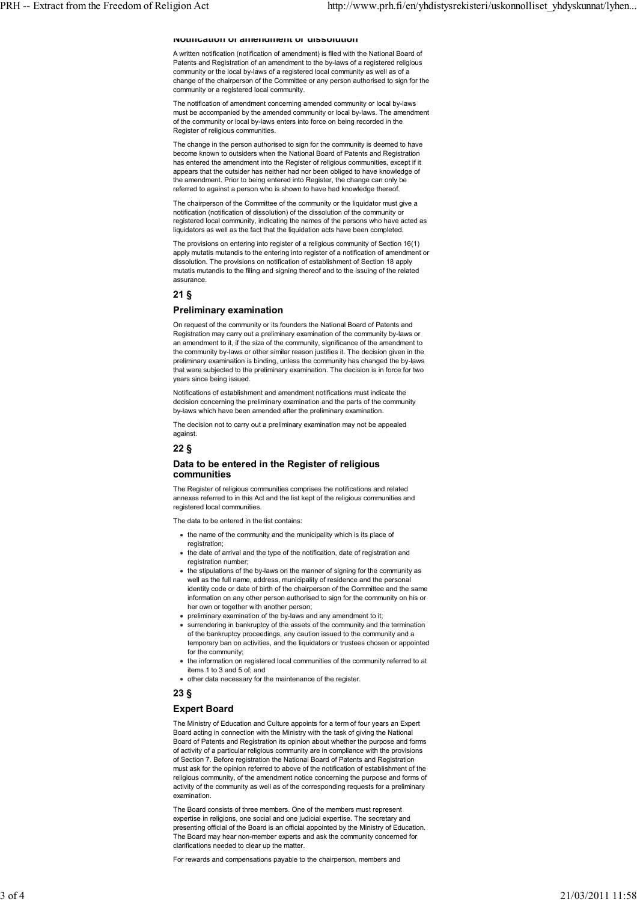### Notification of amendment or dissolution

A written notification (notification of amendment) is filed with the National Board of Patents and Registration of an amendment to the by-laws of a registered religious community or the local by-laws of a registered local community as well as of a change of the chairperson of the Committee or any person authorised to sign for the community or a registered local community.

The notification of amendment concerning amended community or local by-laws must be accompanied by the amended community or local by-laws. The amendment of the community or local by-laws enters into force on being recorded in the Register of religious communities.

The change in the person authorised to sign for the community is deemed to have become known to outsiders when the National Board of Patents and Registration has entered the amendment into the Register of religious communities, except if it appears that the outsider has neither had nor been obliged to have knowledge of the amendment. Prior to being entered into Register, the change can only be referred to against a person who is shown to have had knowledge thereof.

The chairperson of the Committee of the community or the liquidator must give a notification (notification of dissolution) of the dissolution of the community or registered local community, indicating the names of the persons who have acted as liquidators as well as the fact that the liquidation acts have been completed.

The provisions on entering into register of a religious community of Section 16(1) apply mutatis mutandis to the entering into register of a notification of amendment or dissolution. The provisions on notification of establishment of Section 18 apply mutatis mutandis to the filing and signing thereof and to the issuing of the related assurance.

## 21 §

### Preliminary examination

On request of the community or its founders the National Board of Patents and Registration may carry out a preliminary examination of the community by-laws or an amendment to it, if the size of the community, significance of the amendment to the community by-laws or other similar reason justifies it. The decision given in the preliminary examination is binding, unless the community has changed the by-laws that were subjected to the preliminary examination. The decision is in force for two years since being issued.

Notifications of establishment and amendment notifications must indicate the decision concerning the preliminary examination and the parts of the community by-laws which have been amended after the preliminary examination.

The decision not to carry out a preliminary examination may not be appealed against.

## 22 §

### Data to be entered in the Register of religious communities

The Register of religious communities comprises the notifications and related annexes referred to in this Act and the list kept of the religious communities and registered local communities.

The data to be entered in the list contains:

- the name of the community and the municipality which is its place of registration;
- the date of arrival and the type of the notification, date of registration and registration number;
- the stipulations of the by-laws on the manner of signing for the community as well as the full name, address, municipality of residence and the personal identity code or date of birth of the chairperson of the Committee and the same information on any other person authorised to sign for the community on his or her own or together with another person;
- preliminary examination of the by-laws and any amendment to it;
- surrendering in bankruptcy of the assets of the community and the termination of the bankruptcy proceedings, any caution issued to the community and a temporary ban on activities, and the liquidators or trustees chosen or appointed for the community;
- the information on registered local communities of the community referred to at items 1 to 3 and 5 of; and
- other data necessary for the maintenance of the register.

## 23 §

### Expert Board

The Ministry of Education and Culture appoints for a term of four years an Expert Board acting in connection with the Ministry with the task of giving the National Board of Patents and Registration its opinion about whether the purpose and forms of activity of a particular religious community are in compliance with the provisions of Section 7. Before registration the National Board of Patents and Registration must ask for the opinion referred to above of the notification of establishment of the religious community, of the amendment notice concerning the purpose and forms of activity of the community as well as of the corresponding requests for a preliminary examination.

The Board consists of three members. One of the members must represent expertise in religions, one social and one judicial expertise. The secretary and presenting official of the Board is an official appointed by the Ministry of Education. The Board may hear non-member experts and ask the community concerned for clarifications needed to clear up the matter.

For rewards and compensations payable to the chairperson, members and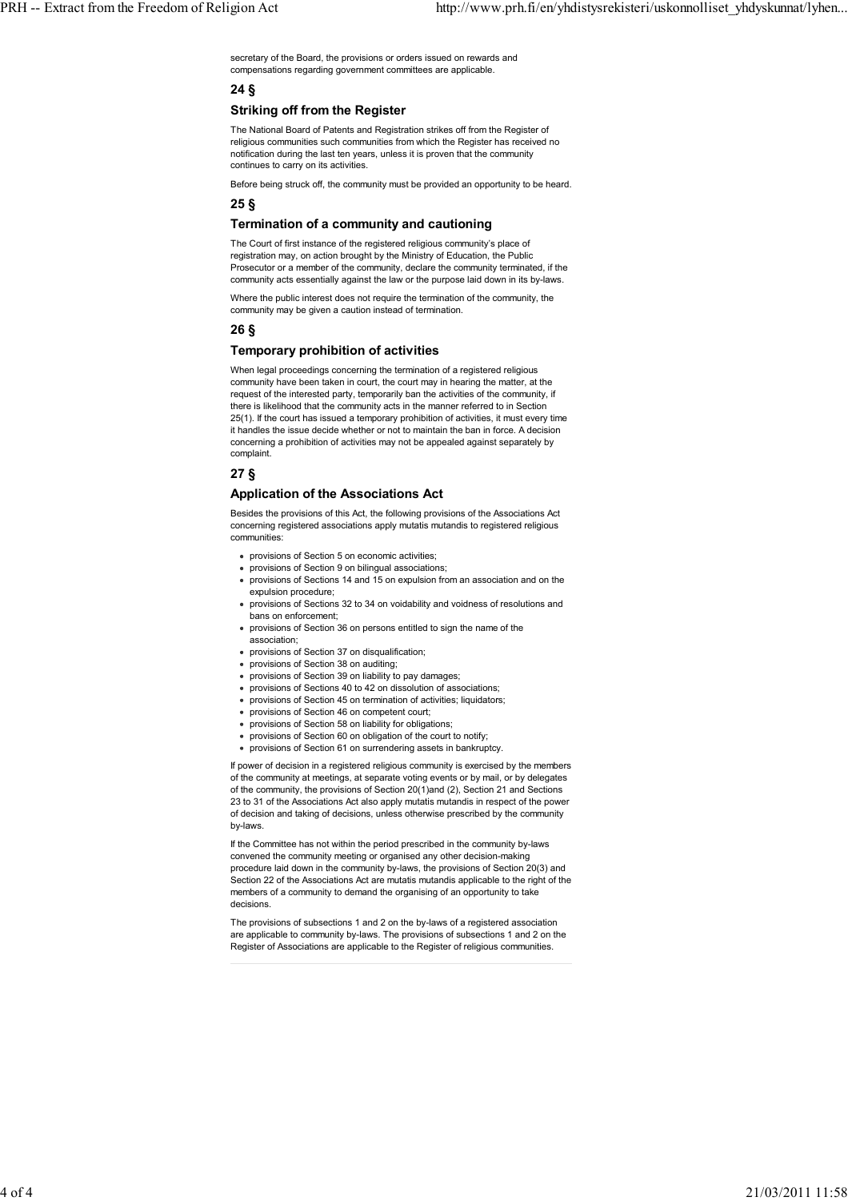secretary of the Board, the provisions or orders issued on rewards and compensations regarding government committees are applicable.

## 24 §

### Striking off from the Register

The National Board of Patents and Registration strikes off from the Register of religious communities such communities from which the Register has received no notification during the last ten years, unless it is proven that the community continues to carry on its activities.

Before being struck off, the community must be provided an opportunity to be heard.

## 25 §

### Termination of a community and cautioning

The Court of first instance of the registered religious community's place of registration may, on action brought by the Ministry of Education, the Public Prosecutor or a member of the community, declare the community terminated, if the community acts essentially against the law or the purpose laid down in its by-laws.

Where the public interest does not require the termination of the community, the community may be given a caution instead of termination.

## 26 §

### Temporary prohibition of activities

When legal proceedings concerning the termination of a registered religious community have been taken in court, the court may in hearing the matter, at the request of the interested party, temporarily ban the activities of the community, if there is likelihood that the community acts in the manner referred to in Section 25(1). If the court has issued a temporary prohibition of activities, it must every time it handles the issue decide whether or not to maintain the ban in force. A decision concerning a prohibition of activities may not be appealed against separately by complaint.

## 27 §

### Application of the Associations Act

Besides the provisions of this Act, the following provisions of the Associations Act concerning registered associations apply mutatis mutandis to registered religious communities:

- provisions of Section 5 on economic activities;
- provisions of Section 9 on bilingual associations;
- provisions of Sections 14 and 15 on expulsion from an association and on the expulsion procedure;
- provisions of Sections 32 to 34 on voidability and voidness of resolutions and bans on enforcement;
- provisions of Section 36 on persons entitled to sign the name of the association;
- provisions of Section 37 on disqualification;
- provisions of Section 38 on auditing;
- provisions of Section 39 on liability to pay damages;
- provisions of Sections 40 to 42 on dissolution of associations;
- provisions of Section 45 on termination of activities; liquidators;
- provisions of Section 46 on competent court;
- provisions of Section 58 on liability for obligations;
- provisions of Section 60 on obligation of the court to notify;
- provisions of Section 61 on surrendering assets in bankruptcy.

If power of decision in a registered religious community is exercised by the members of the community at meetings, at separate voting events or by mail, or by delegates of the community, the provisions of Section 20(1)and (2), Section 21 and Sections 23 to 31 of the Associations Act also apply mutatis mutandis in respect of the power of decision and taking of decisions, unless otherwise prescribed by the community by-laws.

If the Committee has not within the period prescribed in the community by-laws convened the community meeting or organised any other decision-making procedure laid down in the community by-laws, the provisions of Section 20(3) and Section 22 of the Associations Act are mutatis mutandis applicable to the right of the members of a community to demand the organising of an opportunity to take decisions.

The provisions of subsections 1 and 2 on the by-laws of a registered association are applicable to community by-laws. The provisions of subsections 1 and 2 on the Register of Associations are applicable to the Register of religious communities.